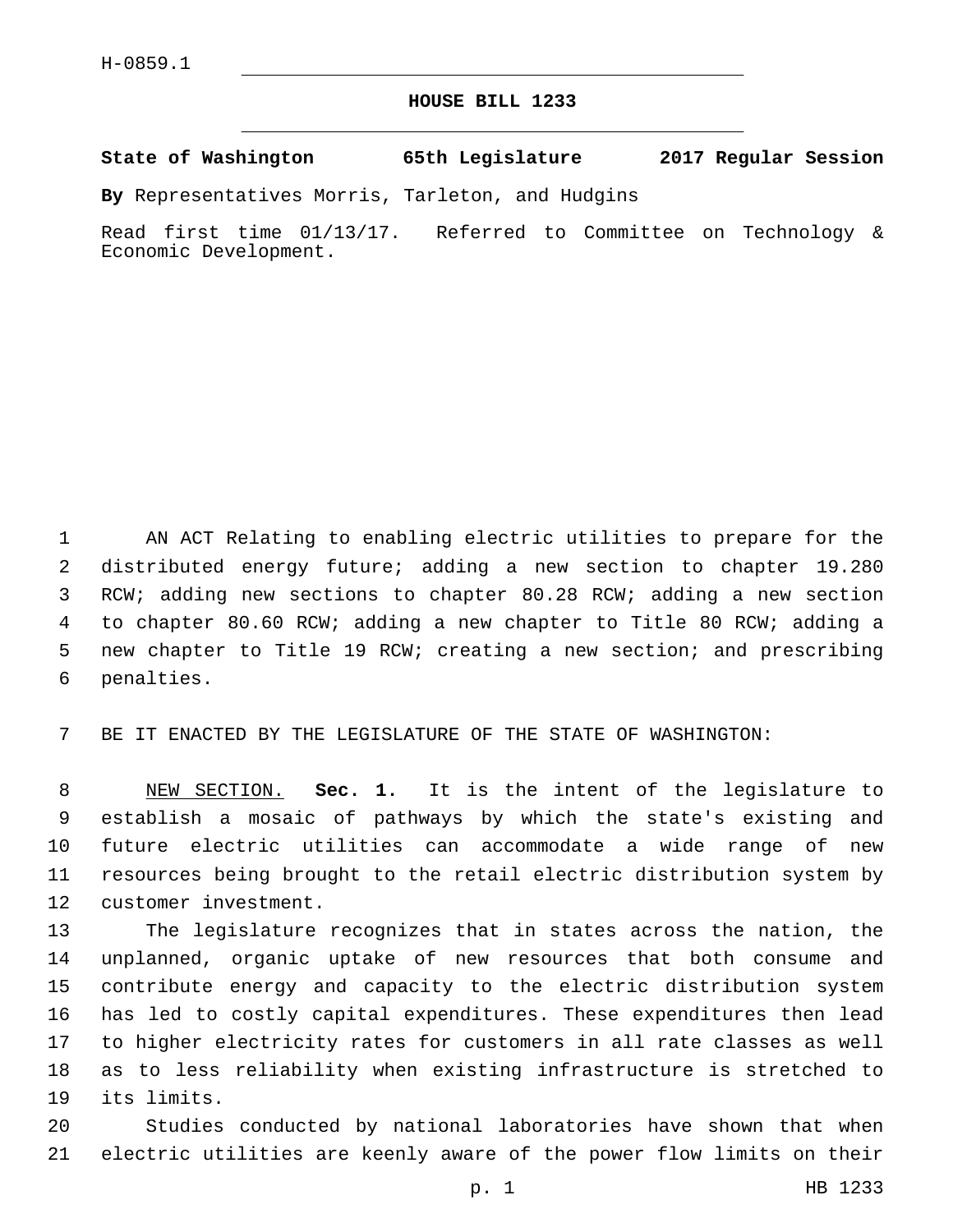H-0859.1

# HOUSE BILL 1233

**State of Washington 65th Legislature 2017 Regular Session**

**By** Representatives Morris, Tarleton, and Hudgins

Read first time 01/13/17. Referred to Committee on Technology & Economic Development.

AN ACT Relating to enabling electric utilities to prepare for the distributed energy future; adding a new section to chapter 19.280 RCW; adding new sections to chapter 80.28 RCW; adding a new section to chapter 80.60 RCW; adding a new chapter to Title 80 RCW; adding a new chapter to Title 19 RCW; creating a new section; and prescribing penalties.

BE IT ENACTED BY THE LEGISLATURE OF THE STATE OF WASHINGTON:

NEW SECTION. **Sec. 1.** It is the intent of the legislature to establish a mosaic of pathways by which the state's existing and future electric utilities can accommodate a wide range of new resources being brought to the retail electric distribution system by customer investment.

The legislature recognizes that in states across the nation, the unplanned, organic uptake of new resources that both consume and contribute energy and capacity to the electric distribution system has led to costly capital expenditures. These expenditures then lead to higher electricity rates for customers in all rate classes as well as to less reliability when existing infrastructure is stretched to its limits.

Studies conducted by national laboratories have shown that when electric utilities are keenly aware of the power flow limits on their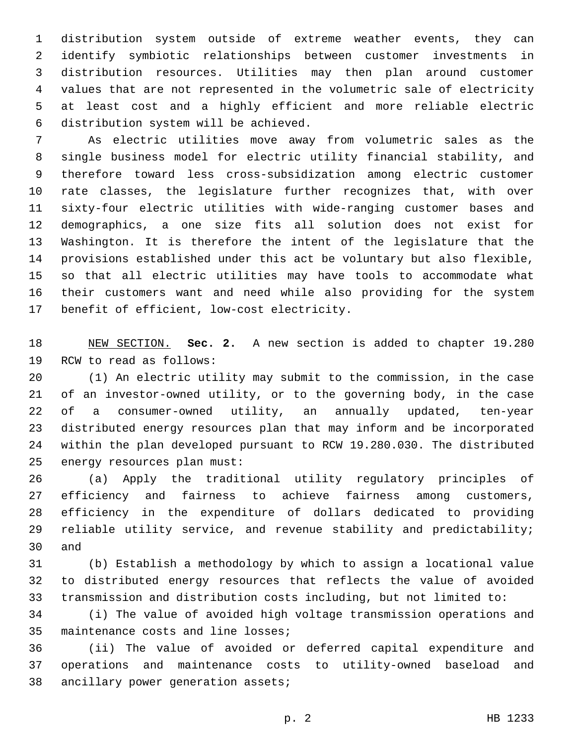distribution system outside of extreme weather events, they can identify symbiotic relationships between customer investments in distribution resources. Utilities may then plan around customer values that are not represented in the volumetric sale of electricity at least cost and a highly efficient and more reliable electric distribution system will be achieved.

As electric utilities move away from volumetric sales as the single business model for electric utility financial stability, and therefore toward less cross-subsidization among electric customer rate classes, the legislature further recognizes that, with over sixty-four electric utilities with wide-ranging customer bases and demographics, a one size fits all solution does not exist for Washington. It is therefore the intent of the legislature that the provisions established under this act be voluntary but also flexible, so that all electric utilities may have tools to accommodate what their customers want and need while also providing for the system benefit of efficient, low-cost electricity.

NEW SECTION. **Sec. 2.** A new section is added to chapter 19.280 RCW to read as follows:

(1) An electric utility may submit to the commission, in the case of an investor-owned utility, or to the governing body, in the case of a consumer-owned utility, an annually updated, ten-year distributed energy resources plan that may inform and be incorporated within the plan developed pursuant to RCW 19.280.030. The distributed energy resources plan must:

(a) Apply the traditional utility regulatory principles of efficiency and fairness to achieve fairness among customers, efficiency in the expenditure of dollars dedicated to providing reliable utility service, and revenue stability and predictability; and

(b) Establish a methodology by which to assign a locational value to distributed energy resources that reflects the value of avoided transmission and distribution costs including, but not limited to:

(i) The value of avoided high voltage transmission operations and maintenance costs and line losses;

(ii) The value of avoided or deferred capital expenditure and operations and maintenance costs to utility-owned baseload and ancillary power generation assets;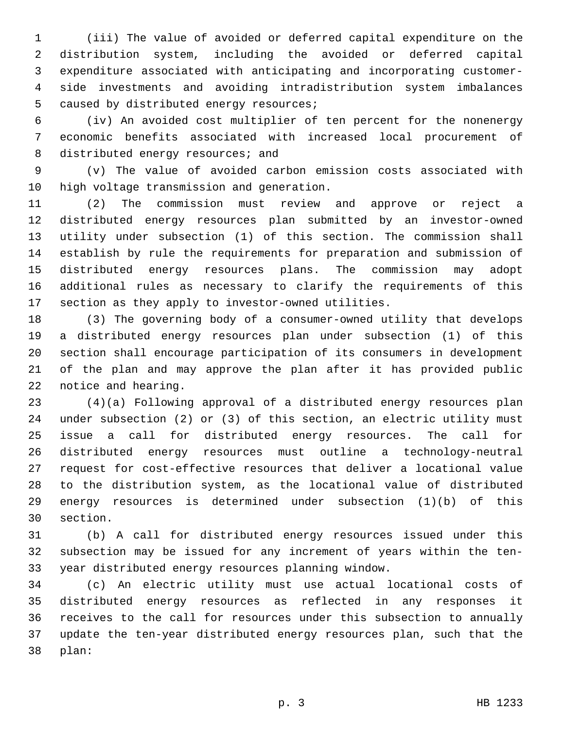(iii) The value of avoided or deferred capital expenditure on the distribution system, including the avoided or deferred capital expenditure associated with anticipating and incorporating customer-side investments and avoiding intradistribution system imbalances caused by distributed energy resources;

(iv) An avoided cost multiplier of ten percent for the nonenergy economic benefits associated with increased local procurement of distributed energy resources; and

(v) The value of avoided carbon emission costs associated with high voltage transmission and generation.

(2) The commission must review and approve or reject a distributed energy resources plan submitted by an investor-owned utility under subsection (1) of this section. The commission shall establish by rule the requirements for preparation and submission of distributed energy resources plans. The commission may adopt additional rules as necessary to clarify the requirements of this section as they apply to investor-owned utilities.

(3) The governing body of a consumer-owned utility that develops a distributed energy resources plan under subsection (1) of this section shall encourage participation of its consumers in development of the plan and may approve the plan after it has provided public notice and hearing.

(4)(a) Following approval of a distributed energy resources plan under subsection (2) or (3) of this section, an electric utility must issue a call for distributed energy resources. The call for distributed energy resources must outline a technology-neutral request for cost-effective resources that deliver a locational value to the distribution system, as the locational value of distributed energy resources is determined under subsection (1)(b) of this section.

(b) A call for distributed energy resources issued under this subsection may be issued for any increment of years within the ten-year distributed energy resources planning window.

(c) An electric utility must use actual locational costs of distributed energy resources as reflected in any responses it receives to the call for resources under this subsection to annually update the ten-year distributed energy resources plan, such that the plan: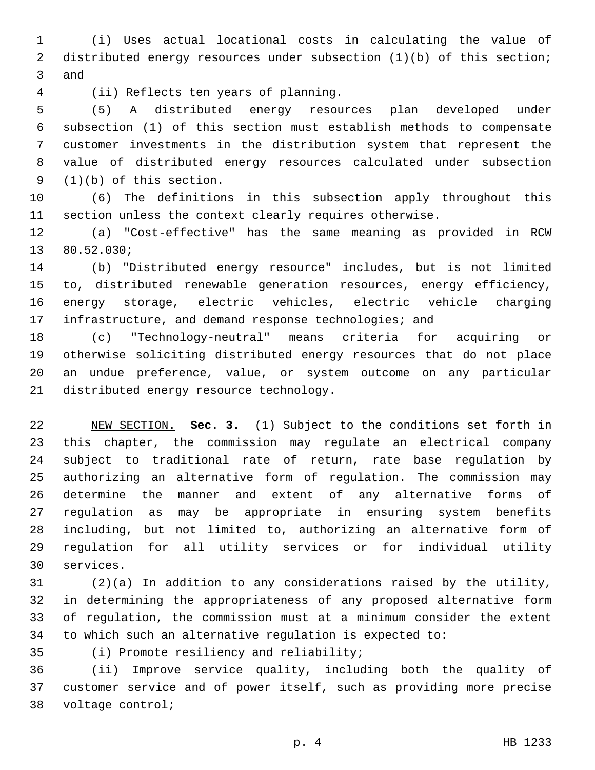(i) Uses actual locational costs in calculating the value of distributed energy resources under subsection (1)(b) of this section; and

(ii) Reflects ten years of planning.

(5) A distributed energy resources plan developed under subsection (1) of this section must establish methods to compensate customer investments in the distribution system that represent the value of distributed energy resources calculated under subsection (1)(b) of this section.

(6) The definitions in this subsection apply throughout this section unless the context clearly requires otherwise.

(a) "Cost-effective" has the same meaning as provided in RCW 80.52.030;

(b) "Distributed energy resource" includes, but is not limited to, distributed renewable generation resources, energy efficiency, energy storage, electric vehicles, electric vehicle charging infrastructure, and demand response technologies; and

(c) "Technology-neutral" means criteria for acquiring or otherwise soliciting distributed energy resources that do not place an undue preference, value, or system outcome on any particular distributed energy resource technology.

NEW SECTION. **Sec. 3.** (1) Subject to the conditions set forth in this chapter, the commission may regulate an electrical company subject to traditional rate of return, rate base regulation by authorizing an alternative form of regulation. The commission may determine the manner and extent of any alternative forms of regulation as may be appropriate in ensuring system benefits including, but not limited to, authorizing an alternative form of regulation for all utility services or for individual utility services.

(2)(a) In addition to any considerations raised by the utility, in determining the appropriateness of any proposed alternative form of regulation, the commission must at a minimum consider the extent to which such an alternative regulation is expected to:

(i) Promote resiliency and reliability;

(ii) Improve service quality, including both the quality of customer service and of power itself, such as providing more precise voltage control;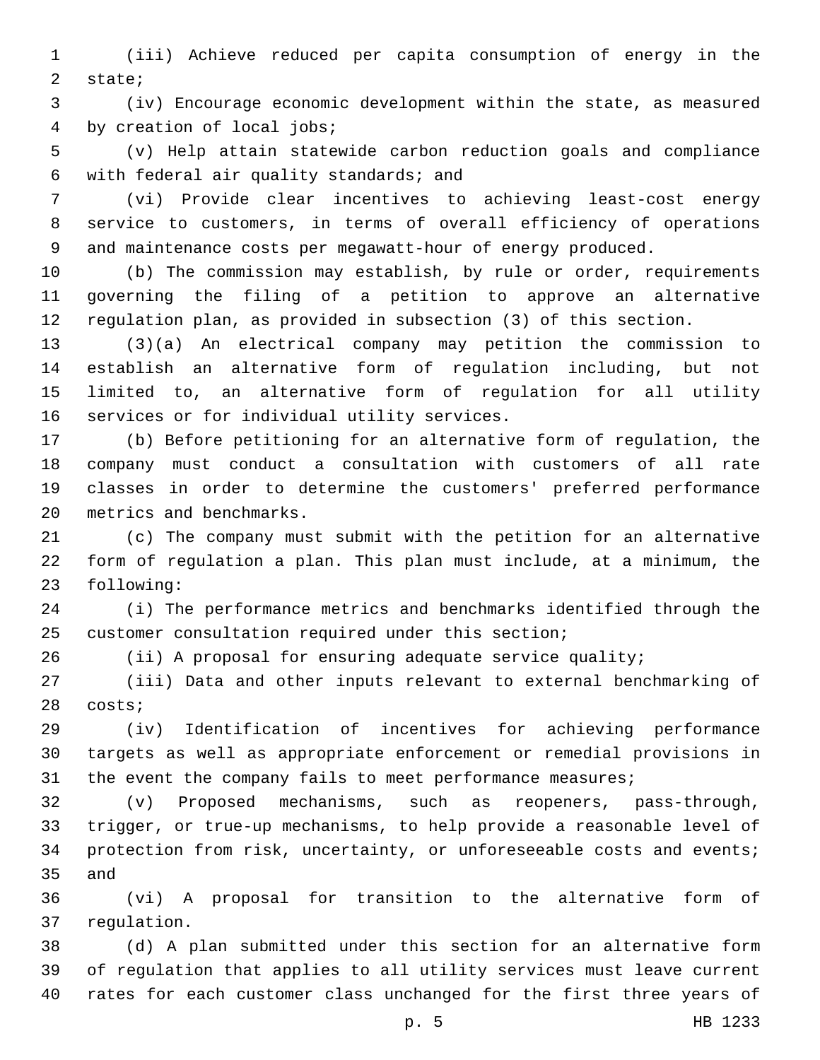(iii) Achieve reduced per capita consumption of energy in the state;

(iv) Encourage economic development within the state, as measured by creation of local jobs;

(v) Help attain statewide carbon reduction goals and compliance with federal air quality standards; and

(vi) Provide clear incentives to achieving least-cost energy service to customers, in terms of overall efficiency of operations and maintenance costs per megawatt-hour of energy produced.

(b) The commission may establish, by rule or order, requirements governing the filing of a petition to approve an alternative regulation plan, as provided in subsection (3) of this section.

(3)(a) An electrical company may petition the commission to establish an alternative form of regulation including, but not limited to, an alternative form of regulation for all utility services or for individual utility services.

(b) Before petitioning for an alternative form of regulation, the company must conduct a consultation with customers of all rate classes in order to determine the customers' preferred performance metrics and benchmarks.

(c) The company must submit with the petition for an alternative form of regulation a plan. This plan must include, at a minimum, the following:

(i) The performance metrics and benchmarks identified through the customer consultation required under this section;

(ii) A proposal for ensuring adequate service quality;

(iii) Data and other inputs relevant to external benchmarking of costs;

(iv) Identification of incentives for achieving performance targets as well as appropriate enforcement or remedial provisions in the event the company fails to meet performance measures;

(v) Proposed mechanisms, such as reopeners, pass-through, trigger, or true-up mechanisms, to help provide a reasonable level of protection from risk, uncertainty, or unforeseeable costs and events; and

(vi) A proposal for transition to the alternative form of regulation.

(d) A plan submitted under this section for an alternative form of regulation that applies to all utility services must leave current rates for each customer class unchanged for the first three years of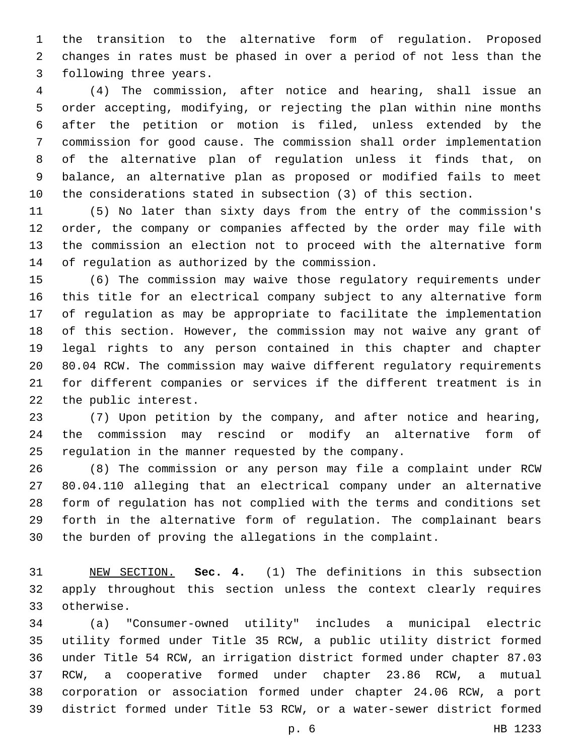the transition to the alternative form of regulation. Proposed changes in rates must be phased in over a period of not less than the following three years.

(4) The commission, after notice and hearing, shall issue an order accepting, modifying, or rejecting the plan within nine months after the petition or motion is filed, unless extended by the commission for good cause. The commission shall order implementation of the alternative plan of regulation unless it finds that, on balance, an alternative plan as proposed or modified fails to meet the considerations stated in subsection (3) of this section.

(5) No later than sixty days from the entry of the commission's order, the company or companies affected by the order may file with the commission an election not to proceed with the alternative form of regulation as authorized by the commission.

(6) The commission may waive those regulatory requirements under this title for an electrical company subject to any alternative form of regulation as may be appropriate to facilitate the implementation of this section. However, the commission may not waive any grant of legal rights to any person contained in this chapter and chapter 80.04 RCW. The commission may waive different regulatory requirements for different companies or services if the different treatment is in the public interest.

(7) Upon petition by the company, and after notice and hearing, the commission may rescind or modify an alternative form of regulation in the manner requested by the company.

(8) The commission or any person may file a complaint under RCW 80.04.110 alleging that an electrical company under an alternative form of regulation has not complied with the terms and conditions set forth in the alternative form of regulation. The complainant bears the burden of proving the allegations in the complaint.

NEW SECTION. **Sec. 4.** (1) The definitions in this subsection apply throughout this section unless the context clearly requires otherwise.

(a) "Consumer-owned utility" includes a municipal electric utility formed under Title 35 RCW, a public utility district formed under Title 54 RCW, an irrigation district formed under chapter 87.03 RCW, a cooperative formed under chapter 23.86 RCW, a mutual corporation or association formed under chapter 24.06 RCW, a port district formed under Title 53 RCW, or a water-sewer district formed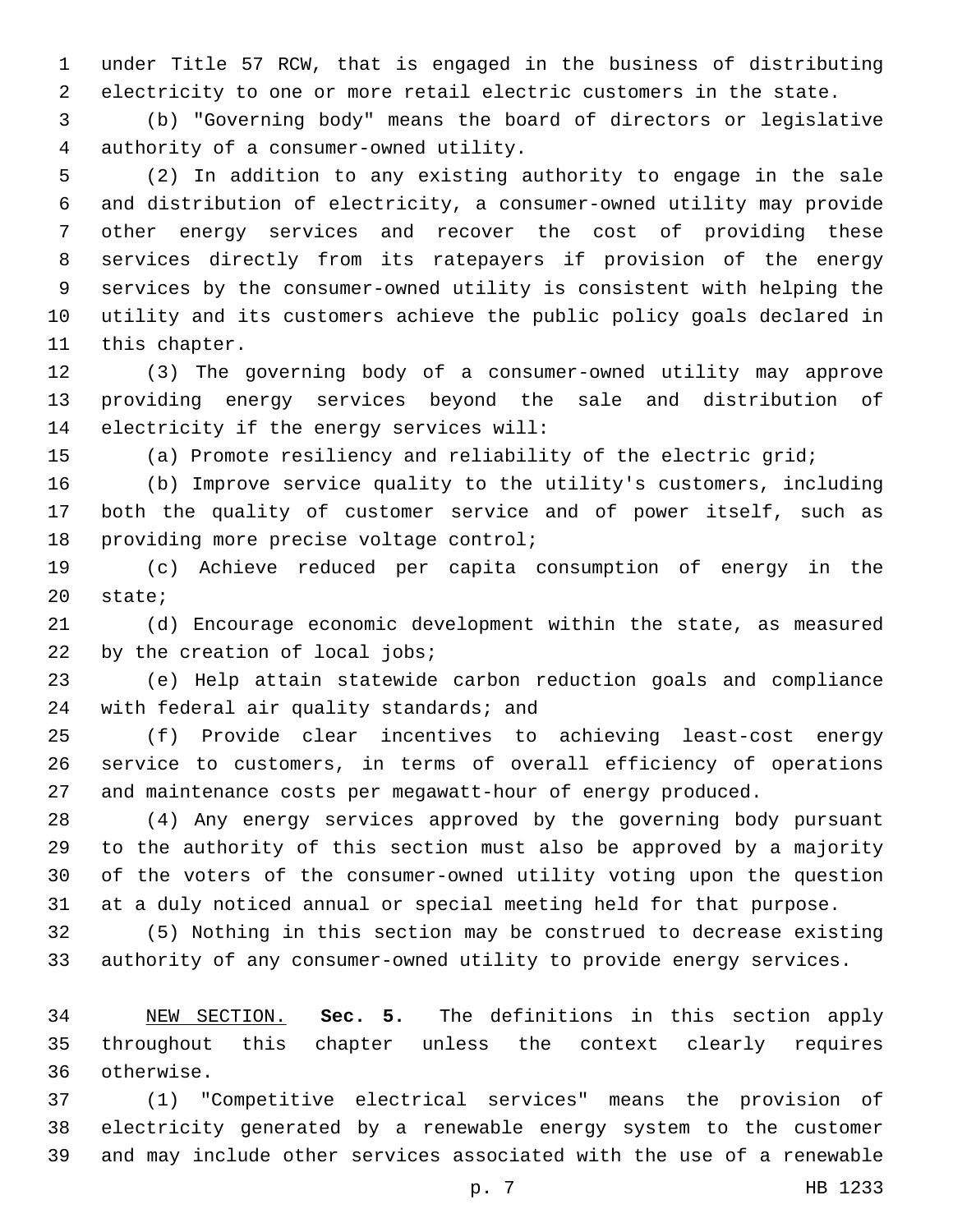under Title 57 RCW, that is engaged in the business of distributing electricity to one or more retail electric customers in the state.

(b) "Governing body" means the board of directors or legislative authority of a consumer-owned utility.

(2) In addition to any existing authority to engage in the sale and distribution of electricity, a consumer-owned utility may provide other energy services and recover the cost of providing these services directly from its ratepayers if provision of the energy services by the consumer-owned utility is consistent with helping the utility and its customers achieve the public policy goals declared in this chapter.

(3) The governing body of a consumer-owned utility may approve providing energy services beyond the sale and distribution of electricity if the energy services will:

(a) Promote resiliency and reliability of the electric grid;

(b) Improve service quality to the utility's customers, including both the quality of customer service and of power itself, such as providing more precise voltage control;

(c) Achieve reduced per capita consumption of energy in the state;

(d) Encourage economic development within the state, as measured by the creation of local jobs;

(e) Help attain statewide carbon reduction goals and compliance with federal air quality standards; and

(f) Provide clear incentives to achieving least-cost energy service to customers, in terms of overall efficiency of operations and maintenance costs per megawatt-hour of energy produced.

(4) Any energy services approved by the governing body pursuant to the authority of this section must also be approved by a majority of the voters of the consumer-owned utility voting upon the question at a duly noticed annual or special meeting held for that purpose.

(5) Nothing in this section may be construed to decrease existing authority of any consumer-owned utility to provide energy services.

NEW SECTION. **Sec. 5.** The definitions in this section apply throughout this chapter unless the context clearly requires otherwise.

(1) "Competitive electrical services" means the provision of electricity generated by a renewable energy system to the customer and may include other services associated with the use of a renewable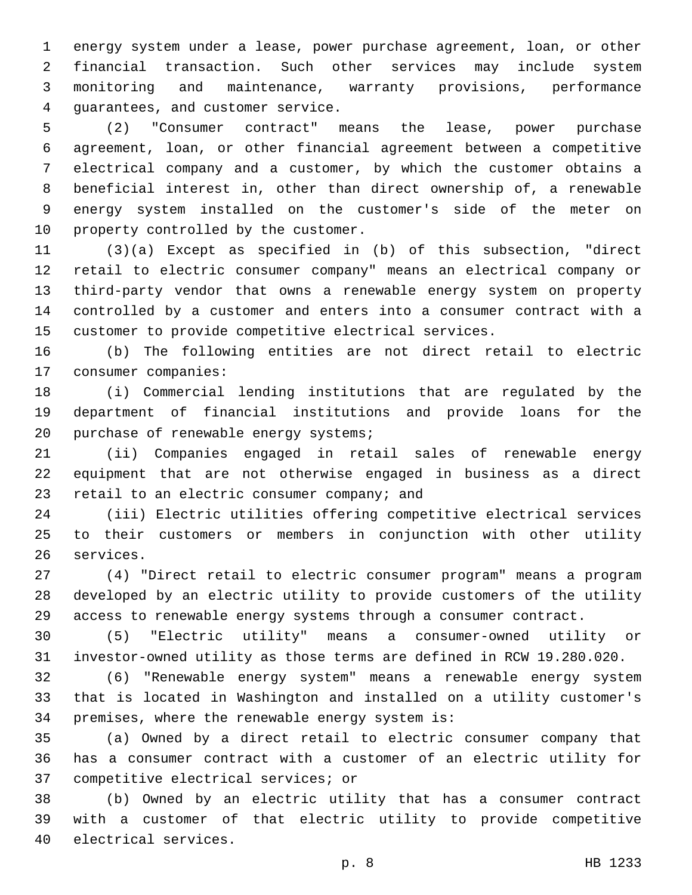energy system under a lease, power purchase agreement, loan, or other financial transaction. Such other services may include system monitoring and maintenance, warranty provisions, performance guarantees, and customer service.

(2) "Consumer contract" means the lease, power purchase agreement, loan, or other financial agreement between a competitive electrical company and a customer, by which the customer obtains a beneficial interest in, other than direct ownership of, a renewable energy system installed on the customer's side of the meter on property controlled by the customer.

(3)(a) Except as specified in (b) of this subsection, "direct retail to electric consumer company" means an electrical company or third-party vendor that owns a renewable energy system on property controlled by a customer and enters into a consumer contract with a customer to provide competitive electrical services.

(b) The following entities are not direct retail to electric consumer companies:

(i) Commercial lending institutions that are regulated by the department of financial institutions and provide loans for the purchase of renewable energy systems;

(ii) Companies engaged in retail sales of renewable energy equipment that are not otherwise engaged in business as a direct retail to an electric consumer company; and

(iii) Electric utilities offering competitive electrical services to their customers or members in conjunction with other utility services.

(4) "Direct retail to electric consumer program" means a program developed by an electric utility to provide customers of the utility access to renewable energy systems through a consumer contract.

(5) "Electric utility" means a consumer-owned utility or investor-owned utility as those terms are defined in RCW 19.280.020.

(6) "Renewable energy system" means a renewable energy system that is located in Washington and installed on a utility customer's premises, where the renewable energy system is:

(a) Owned by a direct retail to electric consumer company that has a consumer contract with a customer of an electric utility for competitive electrical services; or

(b) Owned by an electric utility that has a consumer contract with a customer of that electric utility to provide competitive electrical services.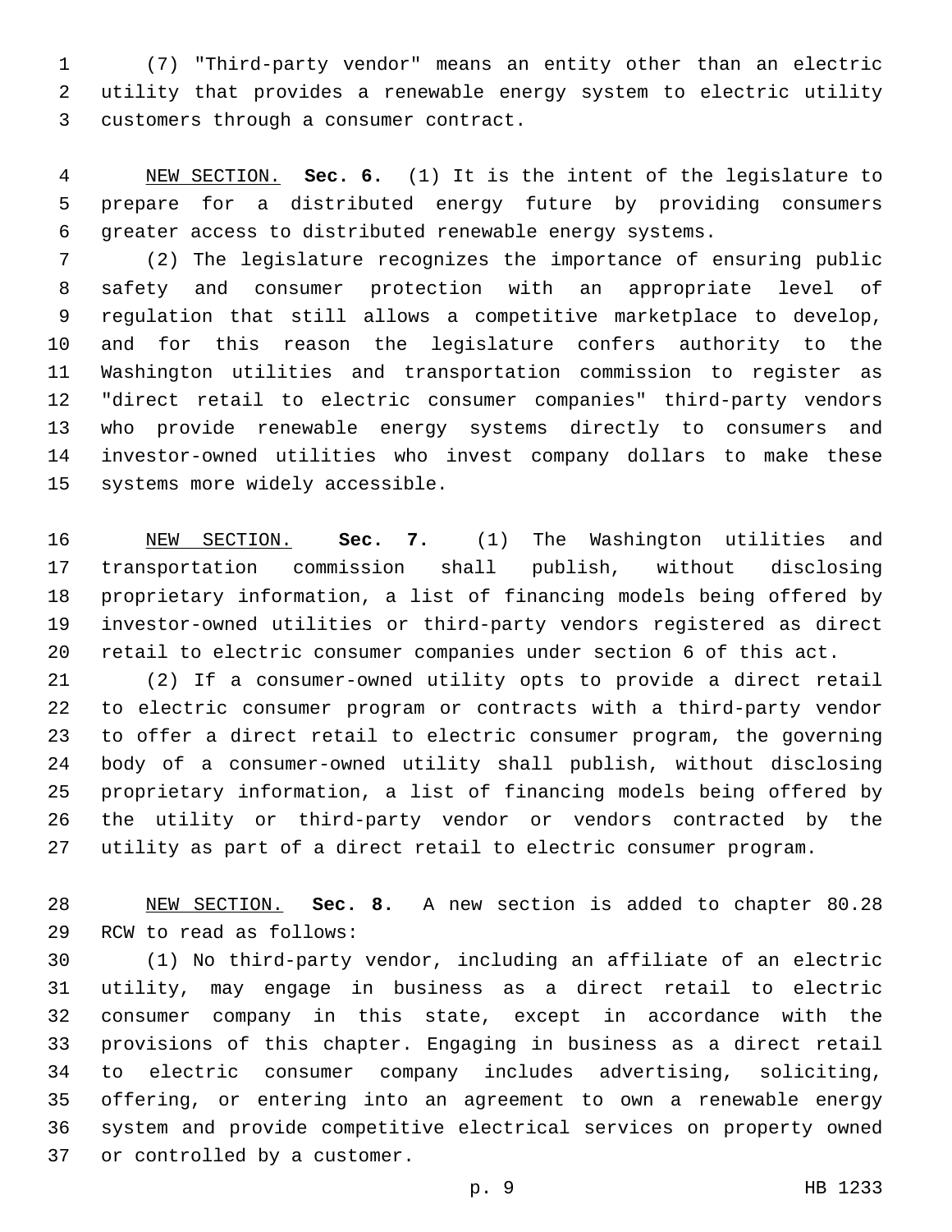(7) "Third-party vendor" means an entity other than an electric utility that provides a renewable energy system to electric utility customers through a consumer contract.

NEW SECTION. **Sec. 6.** (1) It is the intent of the legislature to prepare for a distributed energy future by providing consumers greater access to distributed renewable energy systems.

(2) The legislature recognizes the importance of ensuring public safety and consumer protection with an appropriate level of regulation that still allows a competitive marketplace to develop, and for this reason the legislature confers authority to the Washington utilities and transportation commission to register as "direct retail to electric consumer companies" third-party vendors who provide renewable energy systems directly to consumers and investor-owned utilities who invest company dollars to make these systems more widely accessible.

NEW SECTION. **Sec. 7.** (1) The Washington utilities and transportation commission shall publish, without disclosing proprietary information, a list of financing models being offered by investor-owned utilities or third-party vendors registered as direct retail to electric consumer companies under section 6 of this act.

(2) If a consumer-owned utility opts to provide a direct retail to electric consumer program or contracts with a third-party vendor to offer a direct retail to electric consumer program, the governing body of a consumer-owned utility shall publish, without disclosing proprietary information, a list of financing models being offered by the utility or third-party vendor or vendors contracted by the utility as part of a direct retail to electric consumer program.

NEW SECTION. **Sec. 8.** A new section is added to chapter 80.28 RCW to read as follows:

(1) No third-party vendor, including an affiliate of an electric utility, may engage in business as a direct retail to electric consumer company in this state, except in accordance with the provisions of this chapter. Engaging in business as a direct retail to electric consumer company includes advertising, soliciting, offering, or entering into an agreement to own a renewable energy system and provide competitive electrical services on property owned or controlled by a customer.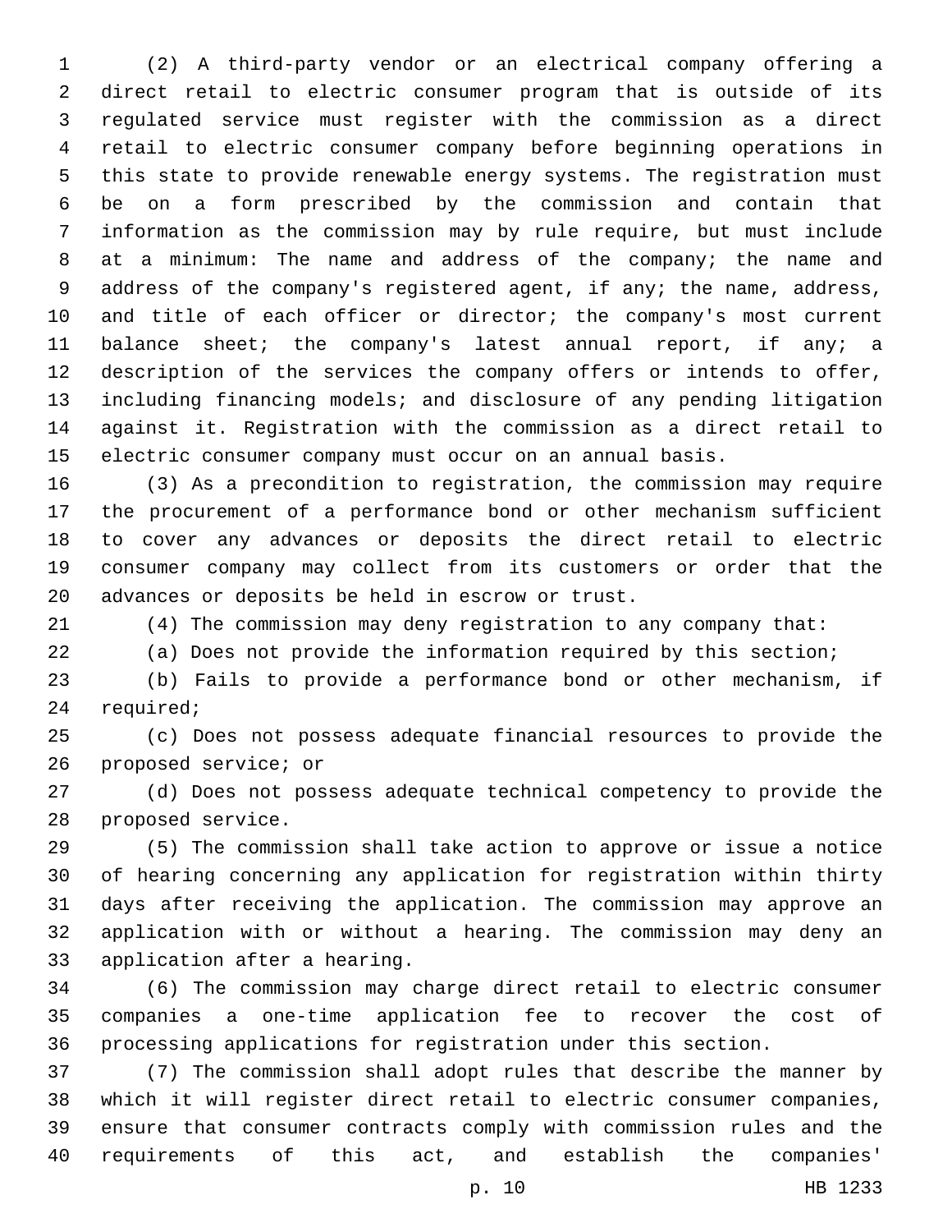(2) A third-party vendor or an electrical company offering a direct retail to electric consumer program that is outside of its regulated service must register with the commission as a direct retail to electric consumer company before beginning operations in this state to provide renewable energy systems. The registration must be on a form prescribed by the commission and contain that information as the commission may by rule require, but must include at a minimum: The name and address of the company; the name and address of the company's registered agent, if any; the name, address, and title of each officer or director; the company's most current balance sheet; the company's latest annual report, if any; a description of the services the company offers or intends to offer, including financing models; and disclosure of any pending litigation against it. Registration with the commission as a direct retail to electric consumer company must occur on an annual basis.

(3) As a precondition to registration, the commission may require the procurement of a performance bond or other mechanism sufficient to cover any advances or deposits the direct retail to electric consumer company may collect from its customers or order that the advances or deposits be held in escrow or trust.

(4) The commission may deny registration to any company that:

(a) Does not provide the information required by this section;

(b) Fails to provide a performance bond or other mechanism, if required;

(c) Does not possess adequate financial resources to provide the proposed service; or

(d) Does not possess adequate technical competency to provide the proposed service.

(5) The commission shall take action to approve or issue a notice of hearing concerning any application for registration within thirty days after receiving the application. The commission may approve an application with or without a hearing. The commission may deny an application after a hearing.

(6) The commission may charge direct retail to electric consumer companies a one-time application fee to recover the cost of processing applications for registration under this section.

(7) The commission shall adopt rules that describe the manner by which it will register direct retail to electric consumer companies, ensure that consumer contracts comply with commission rules and the requirements of this act, and establish the companies'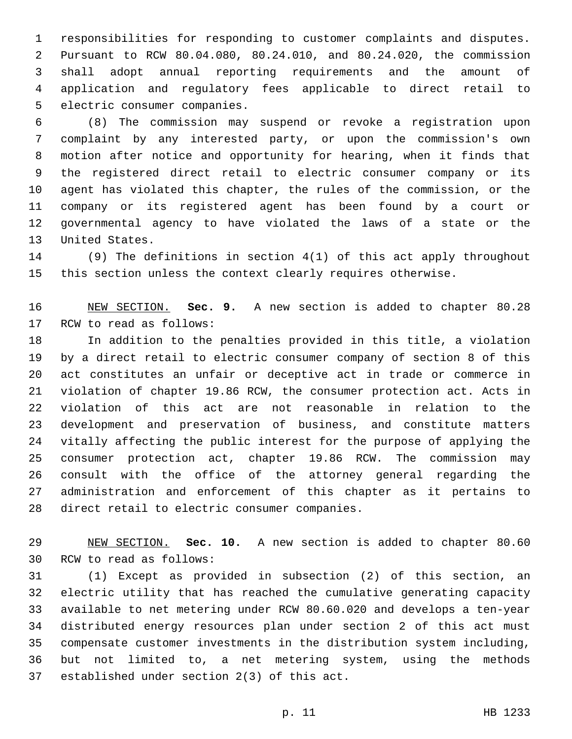responsibilities for responding to customer complaints and disputes. Pursuant to RCW 80.04.080, 80.24.010, and 80.24.020, the commission shall adopt annual reporting requirements and the amount of application and regulatory fees applicable to direct retail to electric consumer companies.

(8) The commission may suspend or revoke a registration upon complaint by any interested party, or upon the commission's own motion after notice and opportunity for hearing, when it finds that the registered direct retail to electric consumer company or its agent has violated this chapter, the rules of the commission, or the company or its registered agent has been found by a court or governmental agency to have violated the laws of a state or the United States.

(9) The definitions in section 4(1) of this act apply throughout this section unless the context clearly requires otherwise.

NEW SECTION. **Sec. 9.** A new section is added to chapter 80.28 RCW to read as follows:

In addition to the penalties provided in this title, a violation by a direct retail to electric consumer company of section 8 of this act constitutes an unfair or deceptive act in trade or commerce in violation of chapter 19.86 RCW, the consumer protection act. Acts in violation of this act are not reasonable in relation to the development and preservation of business, and constitute matters vitally affecting the public interest for the purpose of applying the consumer protection act, chapter 19.86 RCW. The commission may consult with the office of the attorney general regarding the administration and enforcement of this chapter as it pertains to direct retail to electric consumer companies.

NEW SECTION. **Sec. 10.** A new section is added to chapter 80.60 RCW to read as follows:

(1) Except as provided in subsection (2) of this section, an electric utility that has reached the cumulative generating capacity available to net metering under RCW 80.60.020 and develops a ten-year distributed energy resources plan under section 2 of this act must compensate customer investments in the distribution system including, but not limited to, a net metering system, using the methods established under section 2(3) of this act.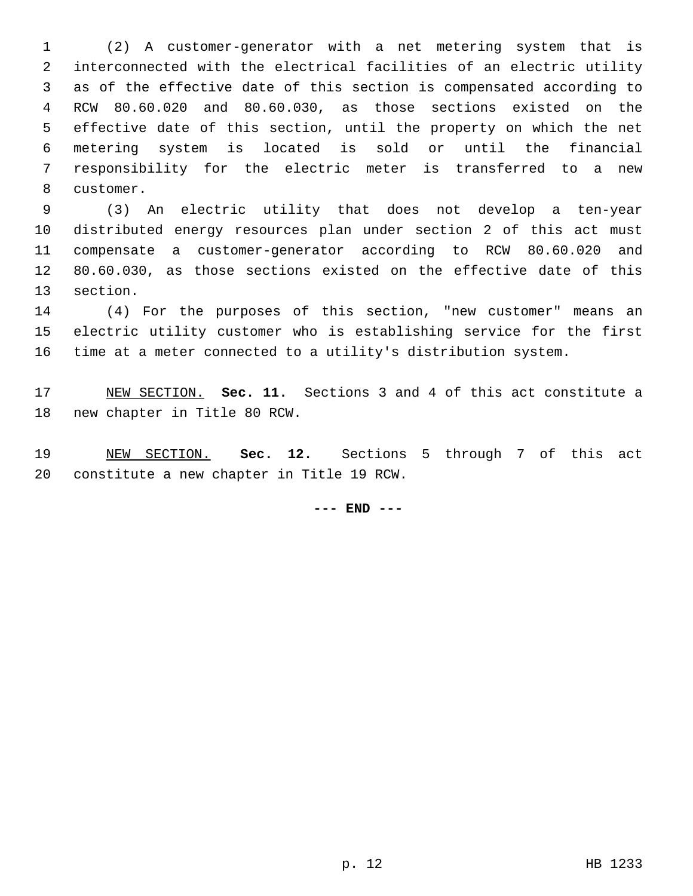(2) A customer-generator with a net metering system that is interconnected with the electrical facilities of an electric utility as of the effective date of this section is compensated according to RCW 80.60.020 and 80.60.030, as those sections existed on the effective date of this section, until the property on which the net metering system is located is sold or until the financial responsibility for the electric meter is transferred to a new customer.

(3) An electric utility that does not develop a ten-year distributed energy resources plan under section 2 of this act must compensate a customer-generator according to RCW 80.60.020 and 80.60.030, as those sections existed on the effective date of this section.

(4) For the purposes of this section, "new customer" means an electric utility customer who is establishing service for the first time at a meter connected to a utility's distribution system.

NEW SECTION. **Sec. 11.** Sections 3 and 4 of this act constitute a new chapter in Title 80 RCW.

NEW SECTION. **Sec. 12.** Sections 5 through 7 of this act constitute a new chapter in Title 19 RCW.

**--- END ---**